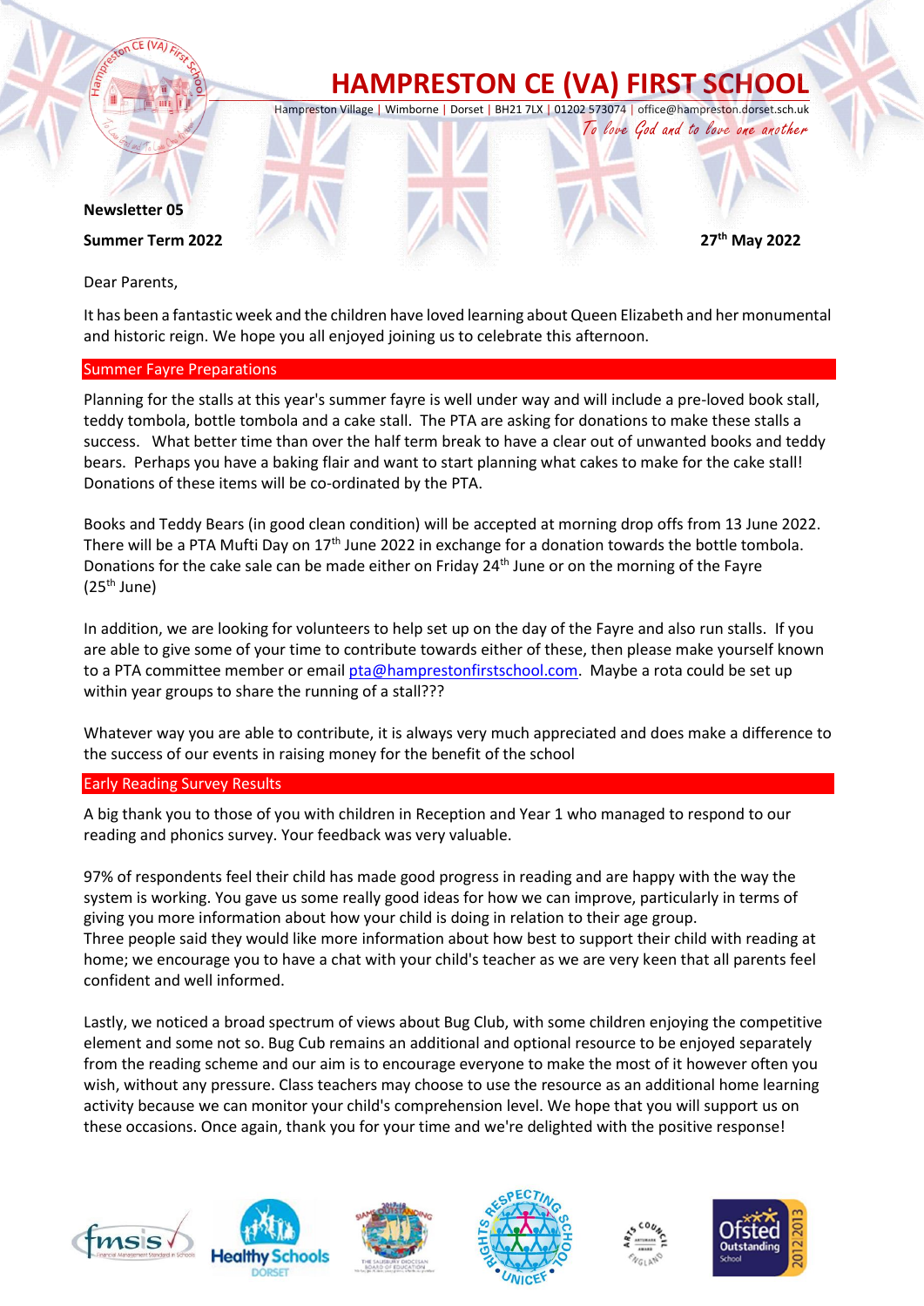# HAMPRESTON CE (VA) FIRST SCHOOL

Hampreston Village | Wimborne | Dorset | BH21 7LX | 01202 573074 | office@hampreston.dorset.sch.uk

*To love God and to love one another*

**Newsletter 05**

**Summer Term 2022** **27th May 2022**

Dear Parents,

It has been a fantastic week and the children have loved learning about Queen Elizabeth and her monumental and historic reign. We hope you all enjoyed joining us to celebrate this afternoon.

## Summer Fayre Preparations

Planning for the stalls at this year's summer fayre is well under way and will include a pre-loved book stall, teddy tombola, bottle tombola and a cake stall. The PTA are asking for donations to make these stalls a success. What better time than over the half term break to have a clear out of unwanted books and teddy bears. Perhaps you have a baking flair and want to start planning what cakes to make for the cake stall! Donations of these items will be co-ordinated by the PTA.

Books and Teddy Bears (in good clean condition) will be accepted at morning drop offs from 13 June 2022. There will be a PTA Mufti Day on 17th June 2022 in exchange for a donation towards the bottle tombola. Donations for the cake sale can be made either on Friday 24th June or on the morning of the Fayre (25th June)

In addition, we are looking for volunteers to help set up on the day of the Fayre and also run stalls. If you are able to give some of your time to contribute towards either of these, then please make yourself known to a PTA committee member or email pta@hamprestonfirstschool.com. Maybe a rota could be set up within year groups to share the running of a stall???

Whatever way you are able to contribute, it is always very much appreciated and does make a difference to the success of our events in raising money for the benefit of the school

## Early Reading Survey Results

A big thank you to those of you with children in Reception and Year 1 who managed to respond to our reading and phonics survey. Your feedback was very valuable.

97% of respondents feel their child has made good progress in reading and are happy with the way the system is working. You gave us some really good ideas for how we can improve, particularly in terms of giving you more information about how your child is doing in relation to their age group.
Three people said they would like more information about how best to support their child with reading at home; we encourage you to have a chat with your child's teacher as we are very keen that all parents feel confident and well informed.

Lastly, we noticed a broad spectrum of views about Bug Club, with some children enjoying the competitive element and some not so. Bug Cub remains an additional and optional resource to be enjoyed separately from the reading scheme and our aim is to encourage everyone to make the most of it however often you wish, without any pressure. Class teachers may choose to use the resource as an additional home learning activity because we can monitor your child's comprehension level. We hope that you will support us on these occasions. Once again, thank you for your time and we're delighted with the positive response!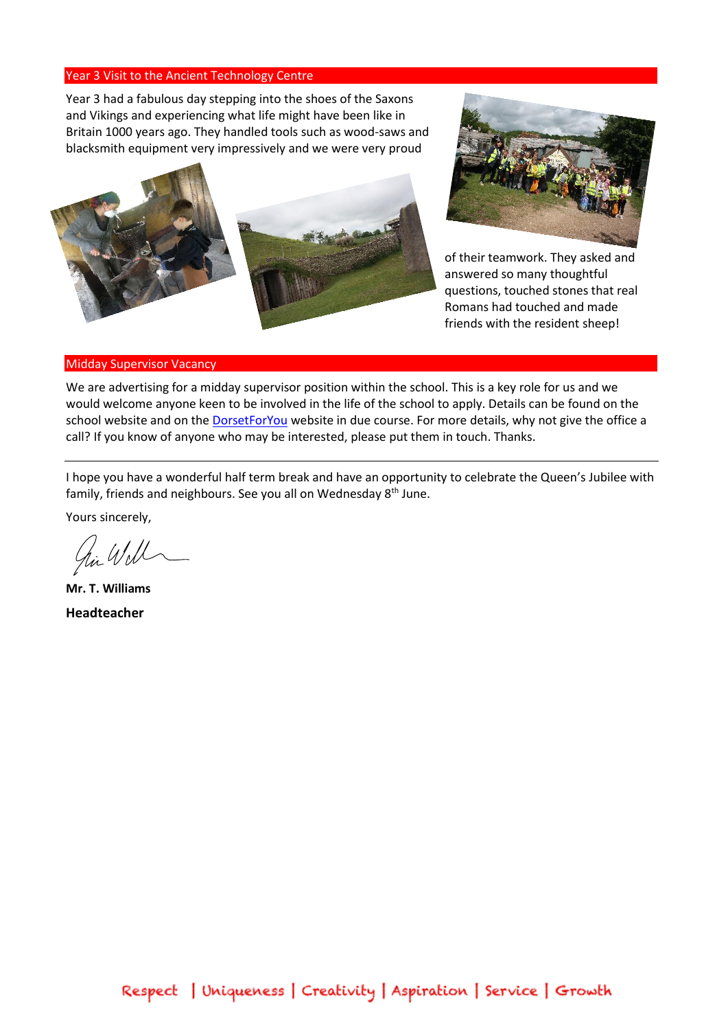## Year 3 Visit to the Ancient Technology Centre

Year 3 had a fabulous day stepping into the shoes of the Saxons and Vikings and experiencing what life might have been like in Britain 1000 years ago. They handled tools such as wood-saws and blacksmith equipment very impressively and we were very proud of their teamwork. They asked and answered so many thoughtful questions, touched stones that real Romans had touched and made friends with the resident sheep!

## Midday Supervisor Vacancy

We are advertising for a midday supervisor position within the school. This is a key role for us and we would welcome anyone keen to be involved in the life of the school to apply. Details can be found on the school website and on the DorsetForYou website in due course. For more details, why not give the office a call? If you know of anyone who may be interested, please put them in touch. Thanks.

---

I hope you have a wonderful half term break and have an opportunity to celebrate the Queen's Jubilee with family, friends and neighbours. See you all on Wednesday 8th June.

Yours sincerely,

**Mr. T. Williams**

**Headteacher**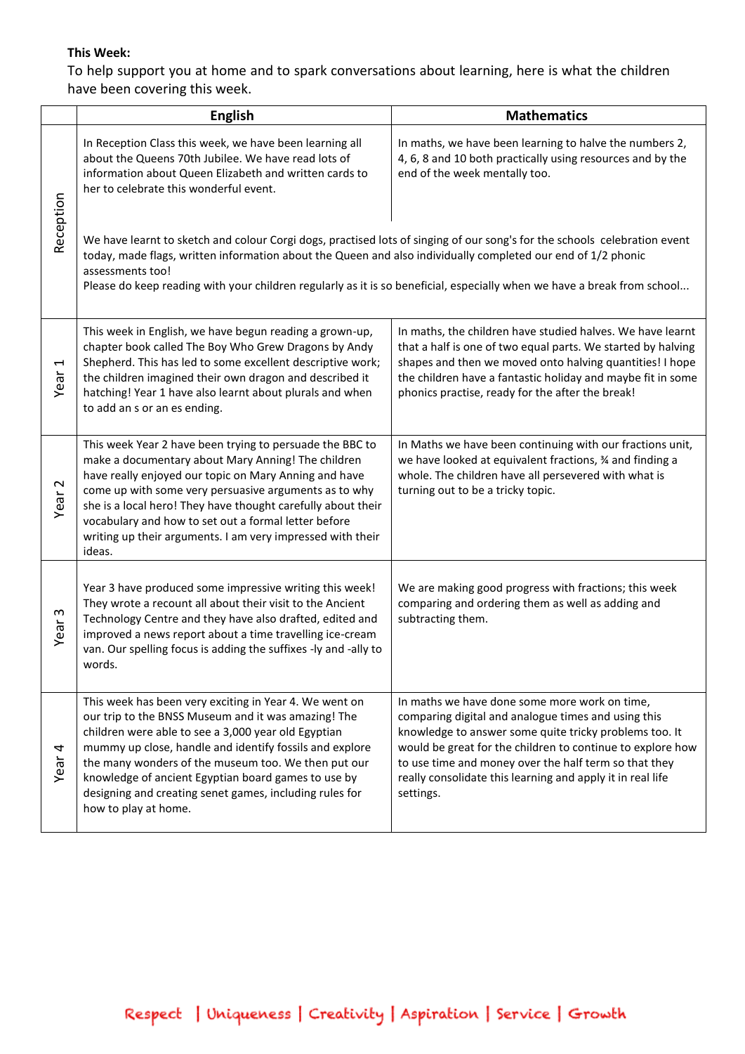**This Week:**

To help support you at home and to spark conversations about learning, here is what the children have been covering this week.

| | English | Mathematics |
|---|---|---|
| Reception | In Reception Class this week, we have been learning all about the Queens 70th Jubilee. We have read lots of information about Queen Elizabeth and written cards to her to celebrate this wonderful event. | In maths, we have been learning to halve the numbers 2, 4, 6, 8 and 10 both practically using resources and by the end of the week mentally too. |
| | We have learnt to sketch and colour Corgi dogs, practised lots of singing of our song's for the schools celebration event today, made flags, written information about the Queen and also individually completed our end of 1/2 phonic assessments too!<br>Please do keep reading with your children regularly as it is so beneficial, especially when we have a break from school... | |
| Year 1 | This week in English, we have begun reading a grown-up, chapter book called The Boy Who Grew Dragons by Andy Shepherd. This has led to some excellent descriptive work; the children imagined their own dragon and described it hatching! Year 1 have also learnt about plurals and when to add an s or an es ending. | In maths, the children have studied halves. We have learnt that a half is one of two equal parts. We started by halving shapes and then we moved onto halving quantities! I hope the children have a fantastic holiday and maybe fit in some phonics practise, ready for the after the break! |
| Year 2 | This week Year 2 have been trying to persuade the BBC to make a documentary about Mary Anning! The children have really enjoyed our topic on Mary Anning and have come up with some very persuasive arguments as to why she is a local hero! They have thought carefully about their vocabulary and how to set out a formal letter before writing up their arguments. I am very impressed with their ideas. | In Maths we have been continuing with our fractions unit, we have looked at equivalent fractions, ¾ and finding a whole. The children have all persevered with what is turning out to be a tricky topic. |
| Year 3 | Year 3 have produced some impressive writing this week! They wrote a recount all about their visit to the Ancient Technology Centre and they have also drafted, edited and improved a news report about a time travelling ice-cream van. Our spelling focus is adding the suffixes -ly and -ally to words. | We are making good progress with fractions; this week comparing and ordering them as well as adding and subtracting them. |
| Year 4 | This week has been very exciting in Year 4. We went on our trip to the BNSS Museum and it was amazing! The children were able to see a 3,000 year old Egyptian mummy up close, handle and identify fossils and explore the many wonders of the museum too. We then put our knowledge of ancient Egyptian board games to use by designing and creating senet games, including rules for how to play at home. | In maths we have done some more work on time, comparing digital and analogue times and using this knowledge to answer some quite tricky problems too. It would be great for the children to continue to explore how to use time and money over the half term so that they really consolidate this learning and apply it in real life settings. |

Respect | Uniqueness | Creativity | Aspiration | Service | Growth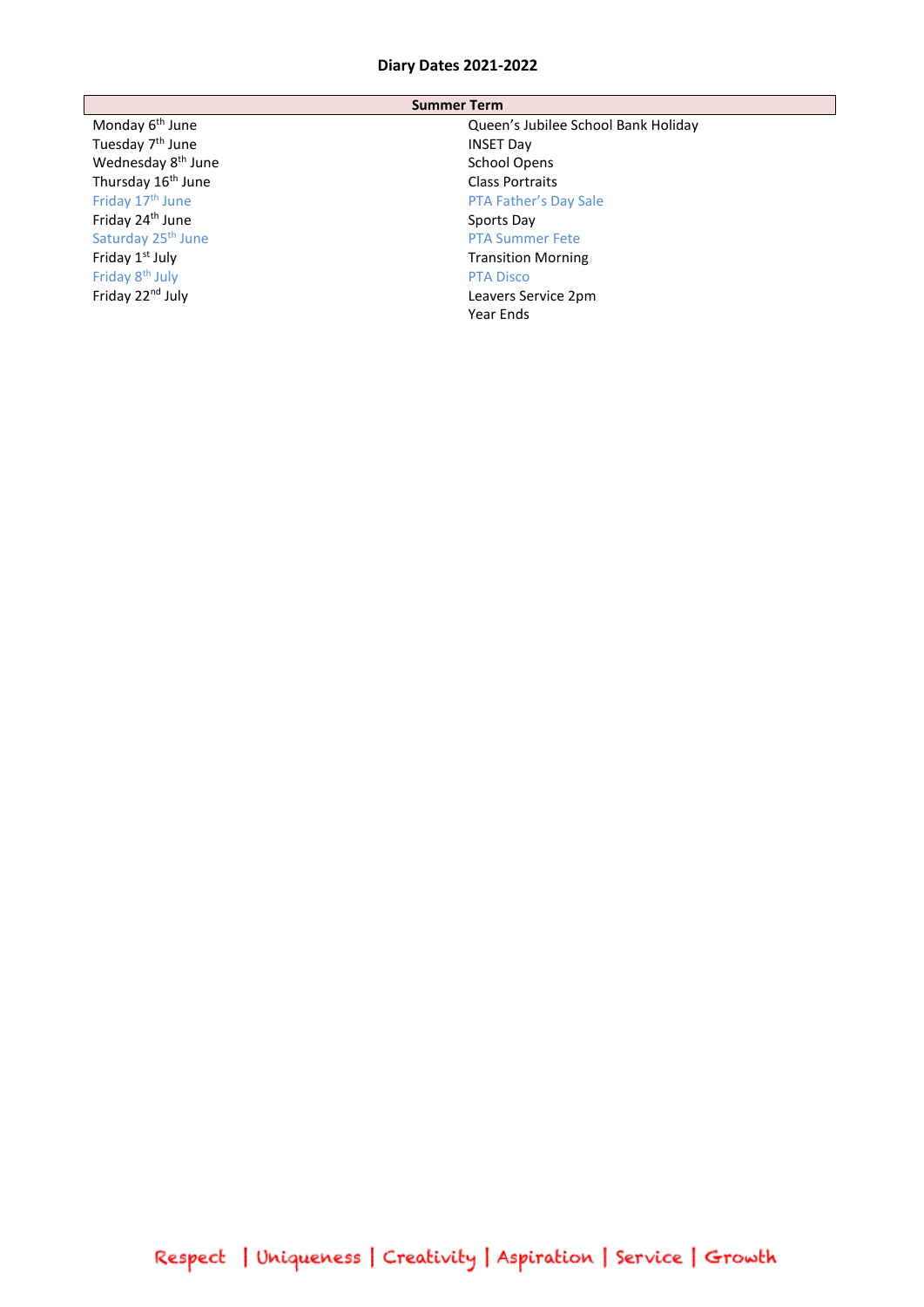**Diary Dates 2021-2022**

| Summer Term | |
|---|---|
| Monday 6th June | Queen's Jubilee School Bank Holiday |
| Tuesday 7th June | INSET Day |
| Wednesday 8th June | School Opens |
| Thursday 16th June | Class Portraits |
| Friday 17th June | PTA Father's Day Sale |
| Friday 24th June | Sports Day |
| Saturday 25th June | PTA Summer Fete |
| Friday 1st July | Transition Morning |
| Friday 8th July | PTA Disco |
| Friday 22nd July | Leavers Service 2pm<br>Year Ends |

Respect | Uniqueness | Creativity | Aspiration | Service | Growth